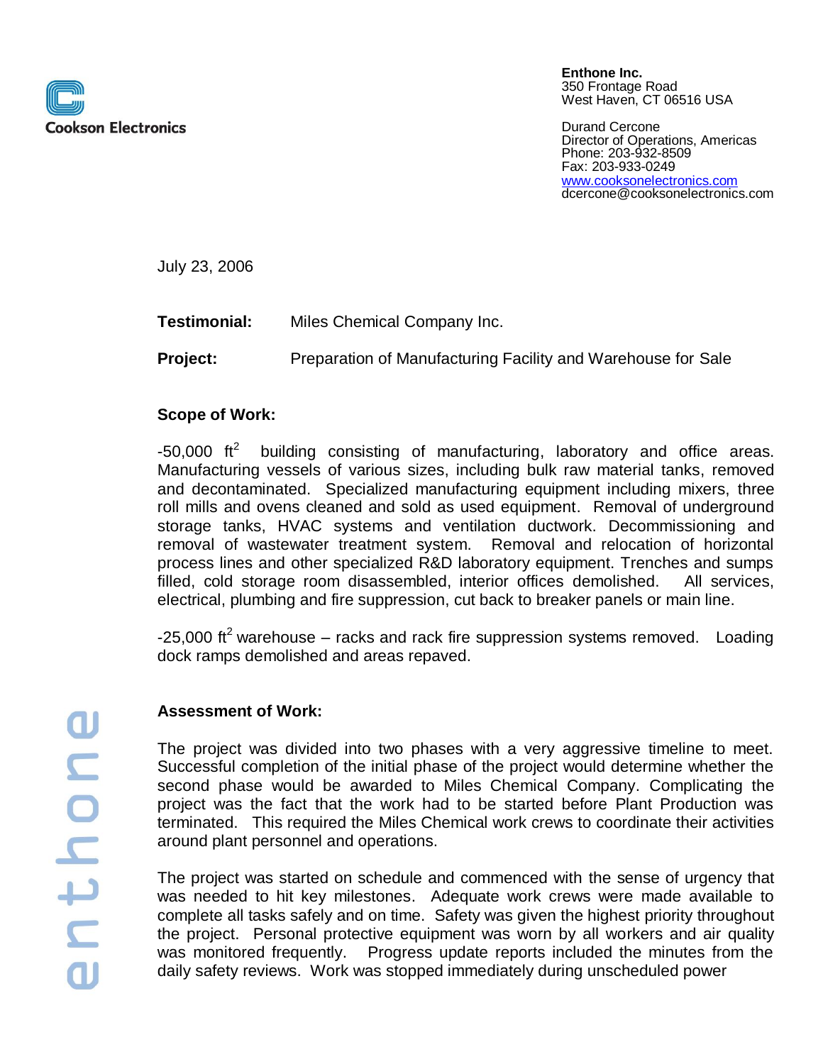Cookson Electronics

**Enthone Inc.**
350 Frontage Road
West Haven, CT 06516 USA

Durand Cercone
Director of Operations, Americas
Phone: 203-932-8509
Fax: 203-933-0249
www.cooksonelectronics.com
dcercone@cooksonelectronics.com

July 23, 2006

**Testimonial:** Miles Chemical Company Inc.

**Project:** Preparation of Manufacturing Facility and Warehouse for Sale

**Scope of Work:**

-50,000 $ft^2$ building consisting of manufacturing, laboratory and office areas. Manufacturing vessels of various sizes, including bulk raw material tanks, removed and decontaminated. Specialized manufacturing equipment including mixers, three roll mills and ovens cleaned and sold as used equipment. Removal of underground storage tanks, HVAC systems and ventilation ductwork. Decommissioning and removal of wastewater treatment system. Removal and relocation of horizontal process lines and other specialized R&D laboratory equipment. Trenches and sumps filled, cold storage room disassembled, interior offices demolished. All services, electrical, plumbing and fire suppression, cut back to breaker panels or main line.

-25,000 $ft^2$ warehouse – racks and rack fire suppression systems removed. Loading dock ramps demolished and areas repaved.

**Assessment of Work:**

The project was divided into two phases with a very aggressive timeline to meet. Successful completion of the initial phase of the project would determine whether the second phase would be awarded to Miles Chemical Company. Complicating the project was the fact that the work had to be started before Plant Production was terminated. This required the Miles Chemical work crews to coordinate their activities around plant personnel and operations.

The project was started on schedule and commenced with the sense of urgency that was needed to hit key milestones. Adequate work crews were made available to complete all tasks safely and on time. Safety was given the highest priority throughout the project. Personal protective equipment was worn by all workers and air quality was monitored frequently. Progress update reports included the minutes from the daily safety reviews. Work was stopped immediately during unscheduled power

enthone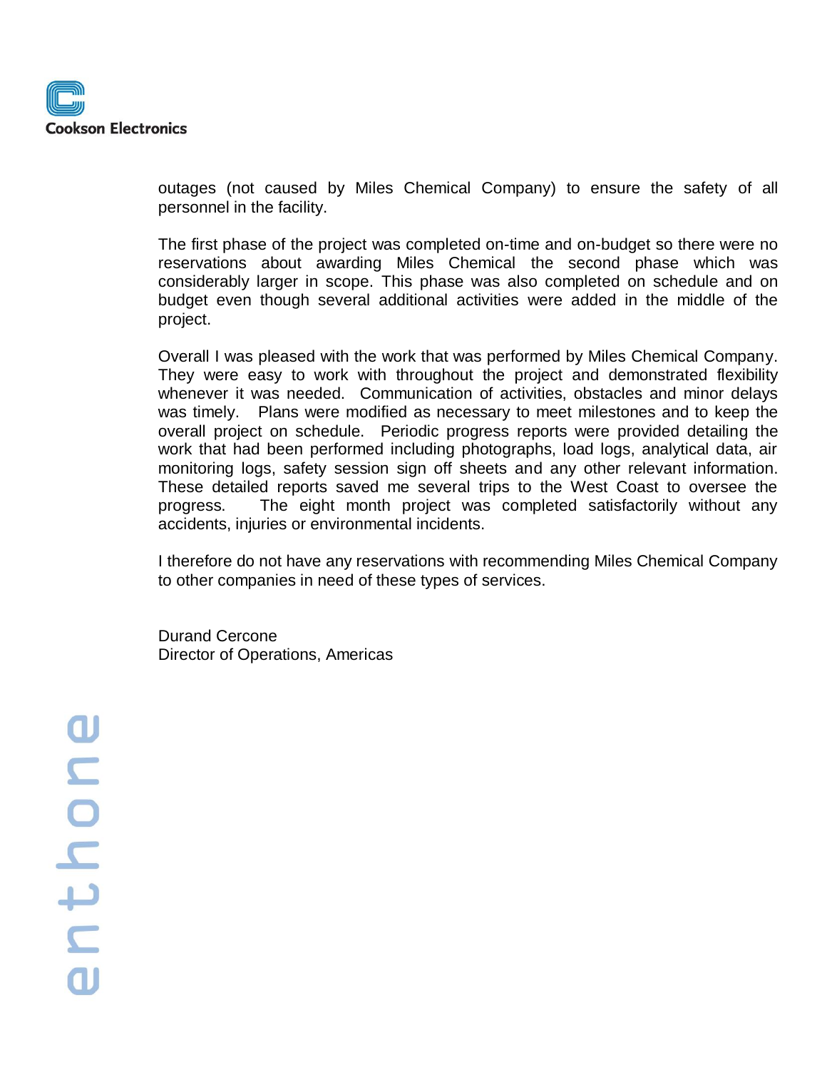outages (not caused by Miles Chemical Company) to ensure the safety of all personnel in the facility.

The first phase of the project was completed on-time and on-budget so there were no reservations about awarding Miles Chemical the second phase which was considerably larger in scope. This phase was also completed on schedule and on budget even though several additional activities were added in the middle of the project.

Overall I was pleased with the work that was performed by Miles Chemical Company. They were easy to work with throughout the project and demonstrated flexibility whenever it was needed. Communication of activities, obstacles and minor delays was timely. Plans were modified as necessary to meet milestones and to keep the overall project on schedule. Periodic progress reports were provided detailing the work that had been performed including photographs, load logs, analytical data, air monitoring logs, safety session sign off sheets and any other relevant information. These detailed reports saved me several trips to the West Coast to oversee the progress. The eight month project was completed satisfactorily without any accidents, injuries or environmental incidents.

I therefore do not have any reservations with recommending Miles Chemical Company to other companies in need of these types of services.

Durand Cercone
Director of Operations, Americas